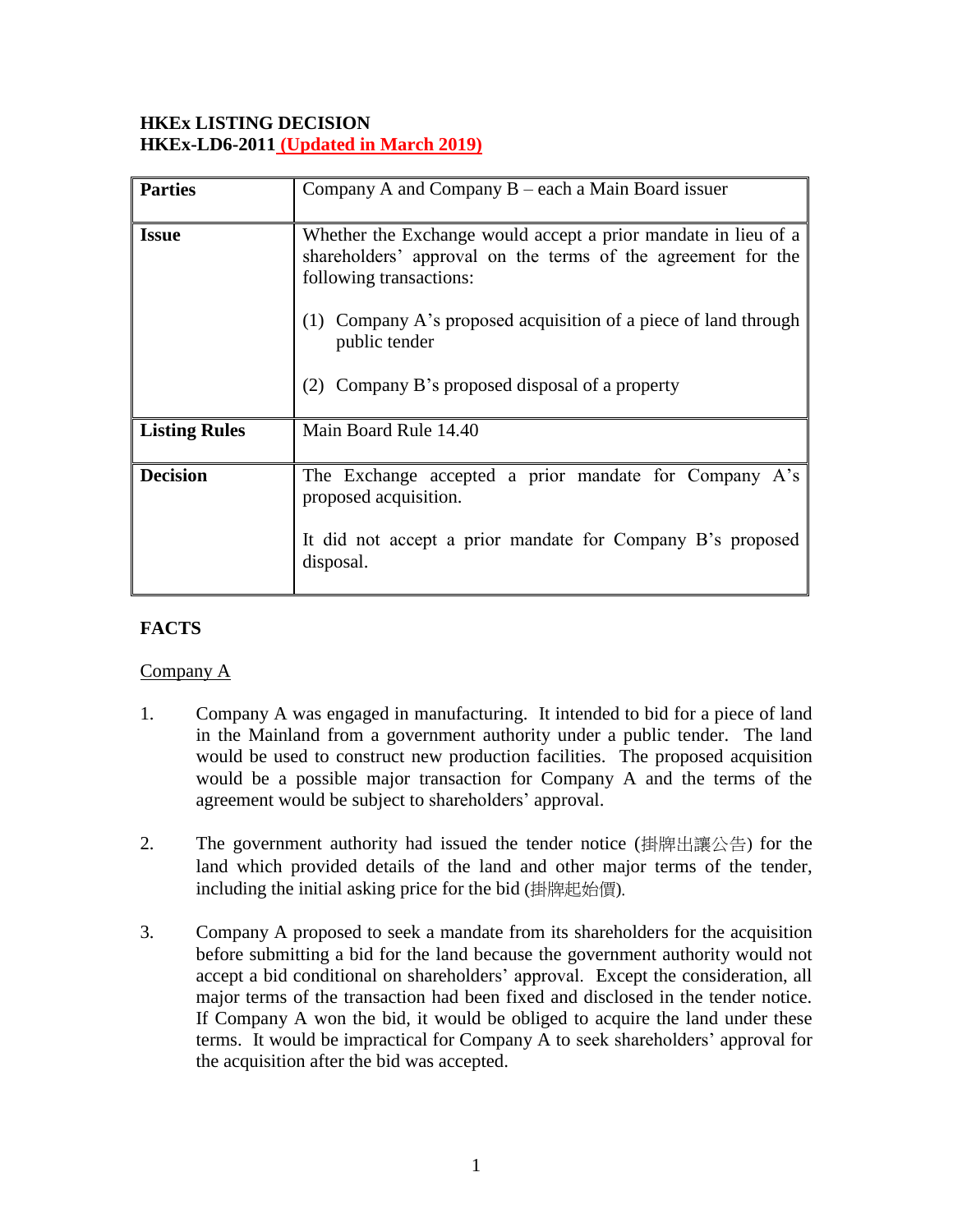**HKEx LISTING DECISION**
**HKEx-LD6-2011 (Updated in March 2019)**

| Parties | Company A and Company B – each a Main Board issuer |
|---|---|
| Issue | Whether the Exchange would accept a prior mandate in lieu of a shareholders' approval on the terms of the agreement for the following transactions:<br><br>(1) Company A's proposed acquisition of a piece of land through public tender<br><br>(2) Company B's proposed disposal of a property |
| Listing Rules | Main Board Rule 14.40 |
| Decision | The Exchange accepted a prior mandate for Company A's proposed acquisition.<br><br>It did not accept a prior mandate for Company B's proposed disposal. |

**FACTS**

Company A

1. Company A was engaged in manufacturing. It intended to bid for a piece of land in the Mainland from a government authority under a public tender. The land would be used to construct new production facilities. The proposed acquisition would be a possible major transaction for Company A and the terms of the agreement would be subject to shareholders' approval.

2. The government authority had issued the tender notice (掛牌出讓公告) for the land which provided details of the land and other major terms of the tender, including the initial asking price for the bid (掛牌起始價).

3. Company A proposed to seek a mandate from its shareholders for the acquisition before submitting a bid for the land because the government authority would not accept a bid conditional on shareholders' approval. Except the consideration, all major terms of the transaction had been fixed and disclosed in the tender notice. If Company A won the bid, it would be obliged to acquire the land under these terms. It would be impractical for Company A to seek shareholders' approval for the acquisition after the bid was accepted.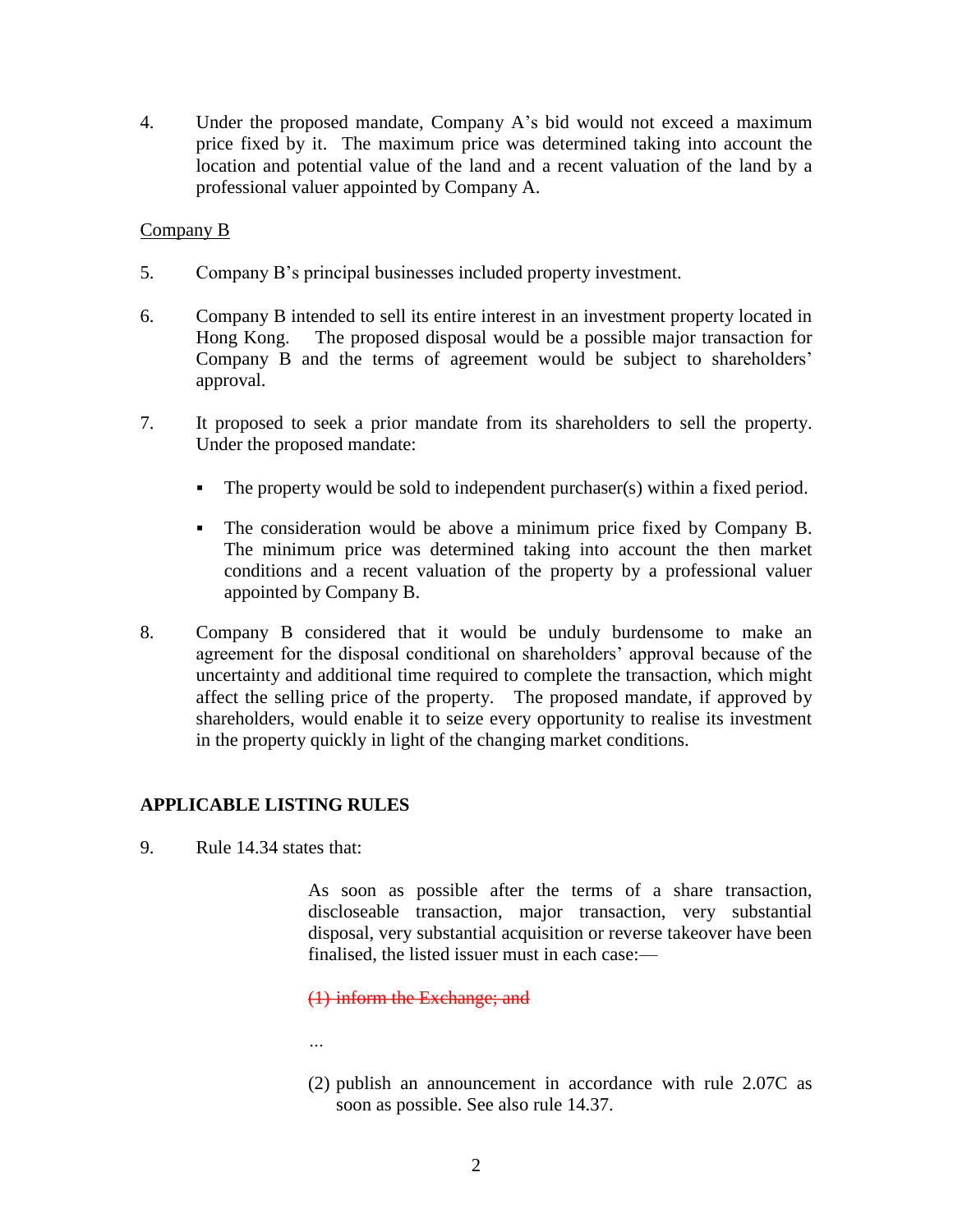4. Under the proposed mandate, Company A's bid would not exceed a maximum price fixed by it. The maximum price was determined taking into account the location and potential value of the land and a recent valuation of the land by a professional valuer appointed by Company A.

<u>Company B</u>

5. Company B's principal businesses included property investment.

6. Company B intended to sell its entire interest in an investment property located in Hong Kong. The proposed disposal would be a possible major transaction for Company B and the terms of agreement would be subject to shareholders' approval.

7. It proposed to seek a prior mandate from its shareholders to sell the property. Under the proposed mandate:

   - The property would be sold to independent purchaser(s) within a fixed period.
   - The consideration would be above a minimum price fixed by Company B. The minimum price was determined taking into account the then market conditions and a recent valuation of the property by a professional valuer appointed by Company B.

8. Company B considered that it would be unduly burdensome to make an agreement for the disposal conditional on shareholders' approval because of the uncertainty and additional time required to complete the transaction, which might affect the selling price of the property. The proposed mandate, if approved by shareholders, would enable it to seize every opportunity to realise its investment in the property quickly in light of the changing market conditions.

## APPLICABLE LISTING RULES

9. Rule 14.34 states that:

   > As soon as possible after the terms of a share transaction, discloseable transaction, major transaction, very substantial disposal, very substantial acquisition or reverse takeover have been finalised, the listed issuer must in each case:—
   >
   > ~~(1) inform the Exchange; and~~
   >
   > …
   >
   > (2) publish an announcement in accordance with rule 2.07C as soon as possible. See also rule 14.37.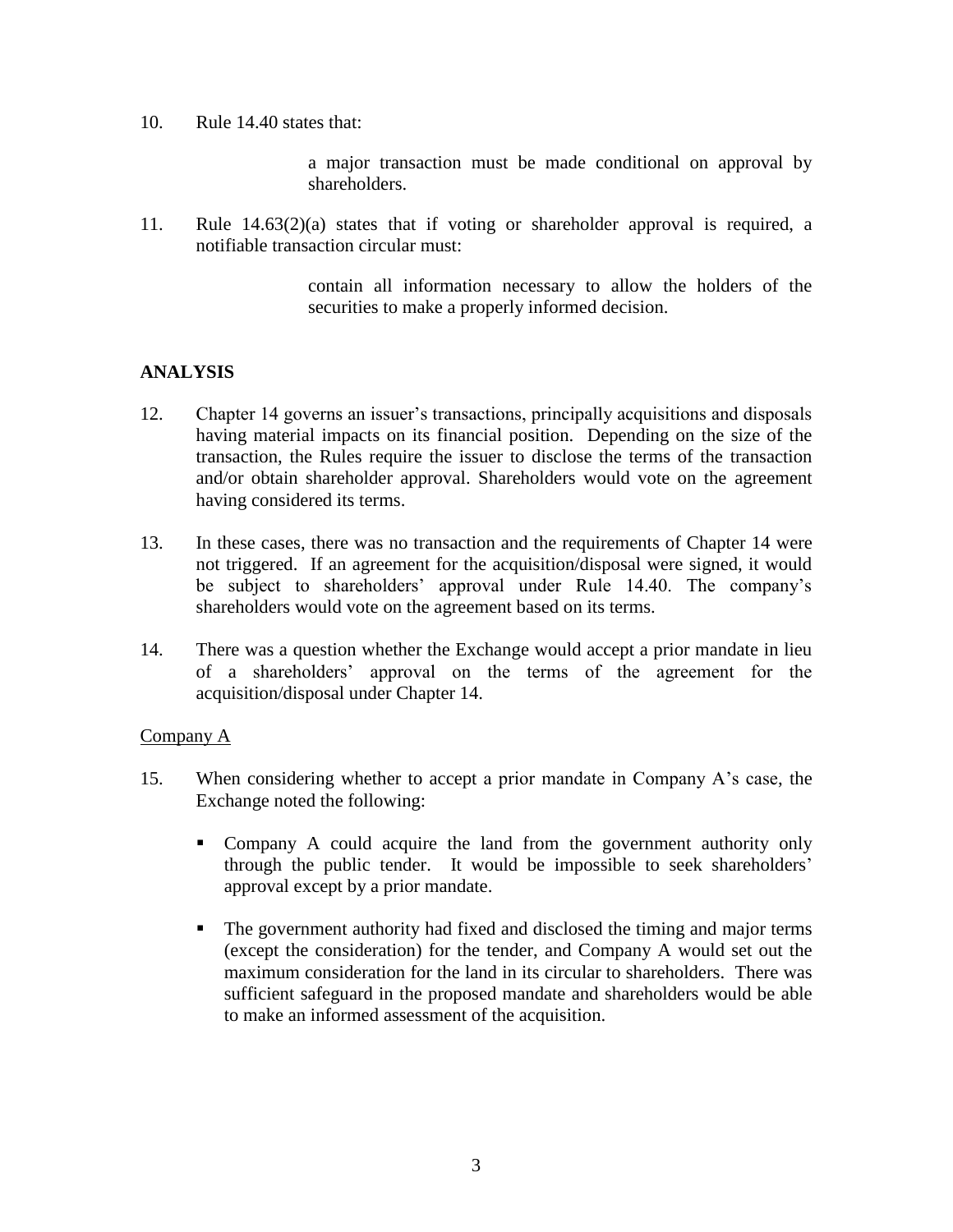10. Rule 14.40 states that:

 > a major transaction must be made conditional on approval by shareholders.

11. Rule 14.63(2)(a) states that if voting or shareholder approval is required, a notifiable transaction circular must:

 > contain all information necessary to allow the holders of the securities to make a properly informed decision.

## ANALYSIS

12. Chapter 14 governs an issuer's transactions, principally acquisitions and disposals having material impacts on its financial position. Depending on the size of the transaction, the Rules require the issuer to disclose the terms of the transaction and/or obtain shareholder approval. Shareholders would vote on the agreement having considered its terms.

13. In these cases, there was no transaction and the requirements of Chapter 14 were not triggered. If an agreement for the acquisition/disposal were signed, it would be subject to shareholders' approval under Rule 14.40. The company's shareholders would vote on the agreement based on its terms.

14. There was a question whether the Exchange would accept a prior mandate in lieu of a shareholders' approval on the terms of the agreement for the acquisition/disposal under Chapter 14.

<u>Company A</u>

15. When considering whether to accept a prior mandate in Company A's case, the Exchange noted the following:

 - Company A could acquire the land from the government authority only through the public tender. It would be impossible to seek shareholders' approval except by a prior mandate.

 - The government authority had fixed and disclosed the timing and major terms (except the consideration) for the tender, and Company A would set out the maximum consideration for the land in its circular to shareholders. There was sufficient safeguard in the proposed mandate and shareholders would be able to make an informed assessment of the acquisition.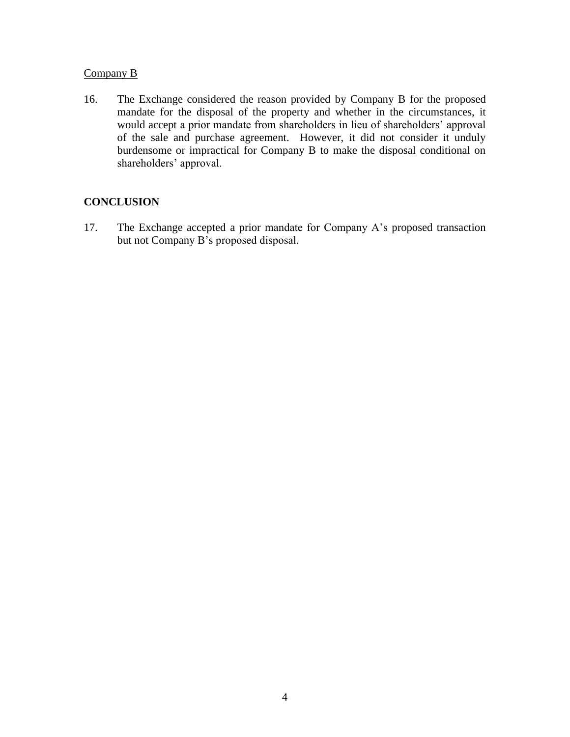Company B

16. The Exchange considered the reason provided by Company B for the proposed mandate for the disposal of the property and whether in the circumstances, it would accept a prior mandate from shareholders in lieu of shareholders' approval of the sale and purchase agreement. However, it did not consider it unduly burdensome or impractical for Company B to make the disposal conditional on shareholders' approval.

## CONCLUSION

17. The Exchange accepted a prior mandate for Company A's proposed transaction but not Company B's proposed disposal.